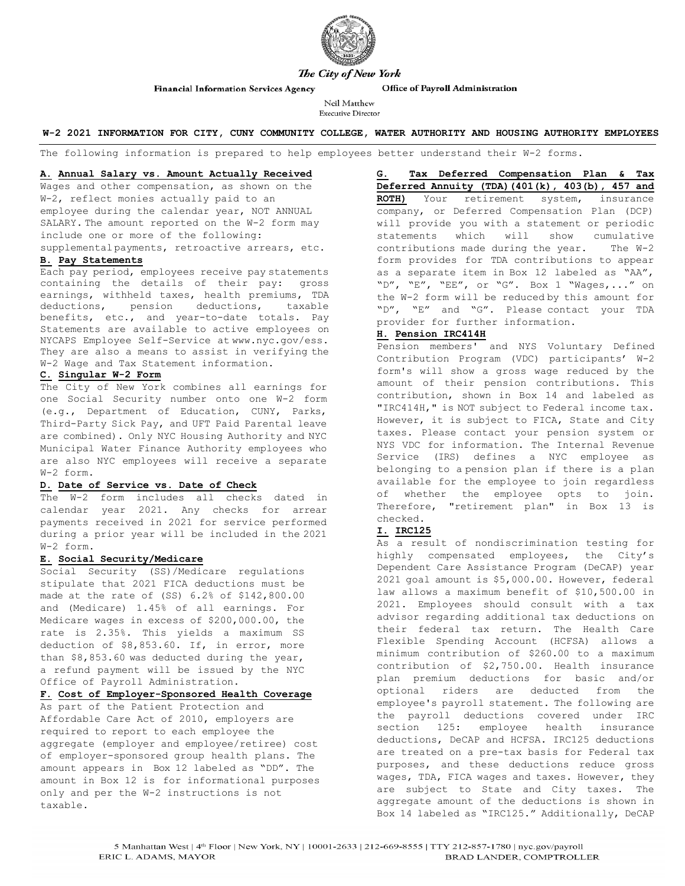*The City of New York*

**Financial Information Services Agency** **Office of Payroll Administration**

Neil Matthew
Executive Director

## W-2 2021 INFORMATION FOR CITY, CUNY COMMUNITY COLLEGE, WATER AUTHORITY AND HOUSING AUTHORITY EMPLOYEES

The following information is prepared to help employees better understand their W-2 forms.

### A. Annual Salary vs. Amount Actually Received

Wages and other compensation, as shown on the W-2, reflect monies actually paid to an employee during the calendar year, NOT ANNUAL SALARY. The amount reported on the W-2 form may include one or more of the following: supplemental payments, retroactive arrears, etc.

### B. Pay Statements

Each pay period, employees receive pay statements containing the details of their pay: gross earnings, withheld taxes, health premiums, TDA deductions, pension deductions, taxable benefits, etc., and year-to-date totals. Pay Statements are available to active employees on NYCAPS Employee Self-Service at www.nyc.gov/ess. They are also a means to assist in verifying the W-2 Wage and Tax Statement information.

### C. Singular W-2 Form

The City of New York combines all earnings for one Social Security number onto one W-2 form (e.g., Department of Education, CUNY, Parks, Third-Party Sick Pay, and UFT Paid Parental leave are combined). Only NYC Housing Authority and NYC Municipal Water Finance Authority employees who are also NYC employees will receive a separate W-2 form.

### D. Date of Service vs. Date of Check

The W-2 form includes all checks dated in calendar year 2021. Any checks for arrear payments received in 2021 for service performed during a prior year will be included in the 2021 W-2 form.

### E. Social Security/Medicare

Social Security (SS)/Medicare regulations stipulate that 2021 FICA deductions must be made at the rate of (SS) 6.2% of $142,800.00 and (Medicare) 1.45% of all earnings. For Medicare wages in excess of $200,000.00, the rate is 2.35%. This yields a maximum SS deduction of $8,853.60. If, in error, more than $8,853.60 was deducted during the year, a refund payment will be issued by the NYC Office of Payroll Administration.

### F. Cost of Employer-Sponsored Health Coverage

As part of the Patient Protection and Affordable Care Act of 2010, employers are required to report to each employee the aggregate (employer and employee/retiree) cost of employer-sponsored group health plans. The amount appears in Box 12 labeled as "DD". The amount in Box 12 is for informational purposes only and per the W-2 instructions is not taxable.

### G. Tax Deferred Compensation Plan & Tax Deferred Annuity (TDA)(401(k), 403(b), 457 and ROTH)

Your retirement system, insurance company, or Deferred Compensation Plan (DCP) will provide you with a statement or periodic statements which will show cumulative contributions made during the year. The W-2 form provides for TDA contributions to appear as a separate item in Box 12 labeled as "AA", "D", "E", "EE", or "G". Box 1 "Wages,..." on the W-2 form will be reduced by this amount for "D", "E" and "G". Please contact your TDA provider for further information.

### H. Pension IRC414H

Pension members' and NYS Voluntary Defined Contribution Program (VDC) participants' W-2 form's will show a gross wage reduced by the amount of their pension contributions. This contribution, shown in Box 14 and labeled as "IRC414H," is NOT subject to Federal income tax. However, it is subject to FICA, State and City taxes. Please contact your pension system or NYS VDC for information. The Internal Revenue Service (IRS) defines a NYC employee as belonging to a pension plan if there is a plan available for the employee to join regardless of whether the employee opts to join. Therefore, "retirement plan" in Box 13 is checked.

### I. IRC125

As a result of nondiscrimination testing for highly compensated employees, the City's Dependent Care Assistance Program (DeCAP) year 2021 goal amount is $5,000.00. However, federal law allows a maximum benefit of $10,500.00 in 2021. Employees should consult with a tax advisor regarding additional tax deductions on their federal tax return. The Health Care Flexible Spending Account (HCFSA) allows a minimum contribution of $260.00 to a maximum contribution of $2,750.00. Health insurance plan premium deductions for basic and/or optional riders are deducted from the employee's payroll statement. The following are the payroll deductions covered under IRC section 125: employee health insurance deductions, DeCAP and HCFSA. IRC125 deductions are treated on a pre-tax basis for Federal tax purposes, and these deductions reduce gross wages, TDA, FICA wages and taxes. However, they are subject to State and City taxes. The aggregate amount of the deductions is shown in Box 14 labeled as "IRC125." Additionally, DeCAP

5 Manhattan West | 4th Floor | New York, NY | 10001-2633 | 212-669-8555 | TTY 212-857-1780 | nyc.gov/payroll

ERIC L. ADAMS, MAYOR BRAD LANDER, COMPTROLLER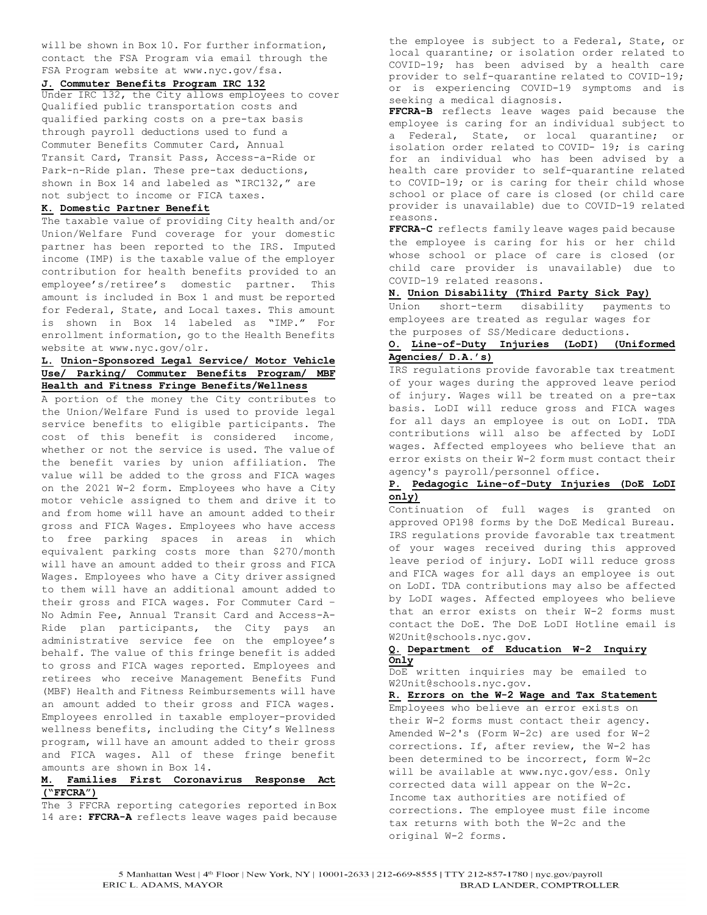will be shown in Box 10. For further information, contact the FSA Program via email through the FSA Program website at www.nyc.gov/fsa.

**J. Commuter Benefits Program IRC 132**

Under IRC 132, the City allows employees to cover Qualified public transportation costs and qualified parking costs on a pre-tax basis through payroll deductions used to fund a Commuter Benefits Commuter Card, Annual Transit Card, Transit Pass, Access-a-Ride or Park-n-Ride plan. These pre-tax deductions, shown in Box 14 and labeled as "IRC132," are not subject to income or FICA taxes.

**K. Domestic Partner Benefit**

The taxable value of providing City health and/or Union/Welfare Fund coverage for your domestic partner has been reported to the IRS. Imputed income (IMP) is the taxable value of the employer contribution for health benefits provided to an employee's/retiree's domestic partner. This amount is included in Box 1 and must be reported for Federal, State, and Local taxes. This amount is shown in Box 14 labeled as "IMP." For enrollment information, go to the Health Benefits website at www.nyc.gov/olr.

**L. Union-Sponsored Legal Service/ Motor Vehicle Use/ Parking/ Commuter Benefits Program/ MBF Health and Fitness Fringe Benefits/Wellness**

A portion of the money the City contributes to the Union/Welfare Fund is used to provide legal service benefits to eligible participants. The cost of this benefit is considered income, whether or not the service is used. The value of the benefit varies by union affiliation. The value will be added to the gross and FICA wages on the 2021 W-2 form. Employees who have a City motor vehicle assigned to them and drive it to and from home will have an amount added to their gross and FICA Wages. Employees who have access to free parking spaces in areas in which equivalent parking costs more than $270/month will have an amount added to their gross and FICA Wages. Employees who have a City driver assigned to them will have an additional amount added to their gross and FICA wages. For Commuter Card – No Admin Fee, Annual Transit Card and Access-A-Ride plan participants, the City pays an administrative service fee on the employee's behalf. The value of this fringe benefit is added to gross and FICA wages reported. Employees and retirees who receive Management Benefits Fund (MBF) Health and Fitness Reimbursements will have an amount added to their gross and FICA wages. Employees enrolled in taxable employer-provided wellness benefits, including the City's Wellness program, will have an amount added to their gross and FICA wages. All of these fringe benefit amounts are shown in Box 14.

**M. Families First Coronavirus Response Act ("FFCRA")**

The 3 FFCRA reporting categories reported in Box 14 are: **FFCRA-A** reflects leave wages paid because the employee is subject to a Federal, State, or local quarantine; or isolation order related to COVID-19; has been advised by a health care provider to self-quarantine related to COVID-19; or is experiencing COVID-19 symptoms and is seeking a medical diagnosis.

**FFCRA-B** reflects leave wages paid because the employee is caring for an individual subject to a Federal, State, or local quarantine; or isolation order related to COVID- 19; is caring for an individual who has been advised by a health care provider to self-quarantine related to COVID-19; or is caring for their child whose school or place of care is closed (or child care provider is unavailable) due to COVID-19 related reasons.

**FFCRA-C** reflects family leave wages paid because the employee is caring for his or her child whose school or place of care is closed (or child care provider is unavailable) due to COVID-19 related reasons.

**N. Union Disability (Third Party Sick Pay)**

Union short-term disability payments to employees are treated as regular wages for the purposes of SS/Medicare deductions.

**O. Line-of-Duty Injuries (LoDI) (Uniformed Agencies/ D.A.'s)**

IRS regulations provide favorable tax treatment of your wages during the approved leave period of injury. Wages will be treated on a pre-tax basis. LoDI will reduce gross and FICA wages for all days an employee is out on LoDI. TDA contributions will also be affected by LoDI wages. Affected employees who believe that an error exists on their W-2 form must contact their agency's payroll/personnel office.

**P. Pedagogic Line-of-Duty Injuries (DoE LoDI only)**

Continuation of full wages is granted on approved OP198 forms by the DoE Medical Bureau. IRS regulations provide favorable tax treatment of your wages received during this approved leave period of injury. LoDI will reduce gross and FICA wages for all days an employee is out on LoDI. TDA contributions may also be affected by LoDI wages. Affected employees who believe that an error exists on their W-2 forms must contact the DoE. The DoE LoDI Hotline email is W2Unit@schools.nyc.gov.

**Q. Department of Education W-2 Inquiry Only**

DoE written inquiries may be emailed to W2Unit@schools.nyc.gov.

**R. Errors on the W-2 Wage and Tax Statement**

Employees who believe an error exists on their W-2 forms must contact their agency. Amended W-2's (Form W-2c) are used for W-2 corrections. If, after review, the W-2 has been determined to be incorrect, form W-2c will be available at www.nyc.gov/ess. Only corrected data will appear on the W-2c. Income tax authorities are notified of corrections. The employee must file income tax returns with both the W-2c and the original W-2 forms.

5 Manhattan West | 4th Floor | New York, NY | 10001-2633 | 212-669-8555 | TTY 212-857-1780 | nyc.gov/payroll
ERIC L. ADAMS, MAYOR BRAD LANDER, COMPTROLLER